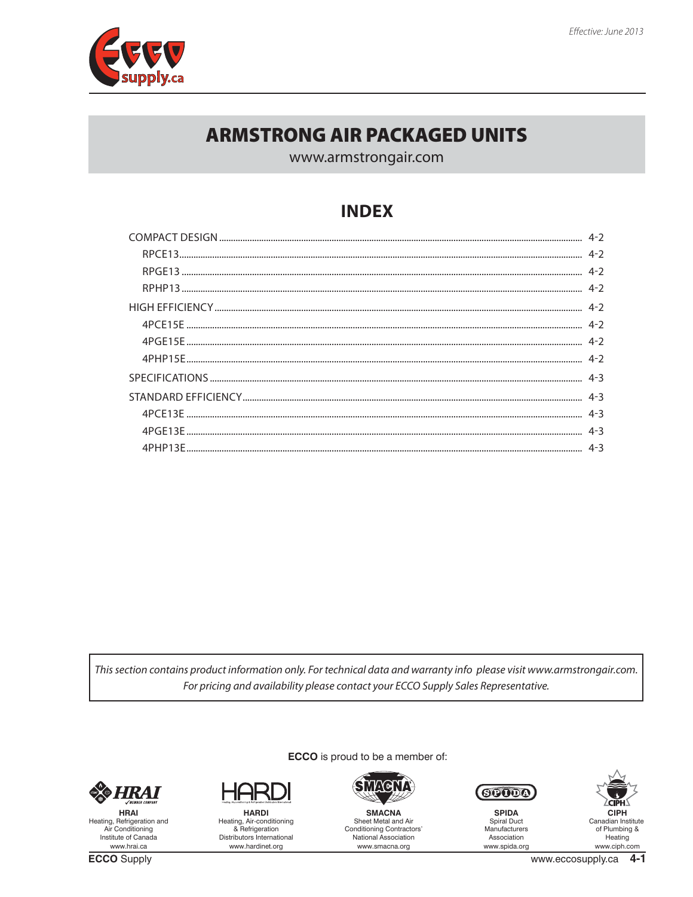Effective: June 2013

# ARMSTRONG AIR PACKAGED UNITS

www.armstrongair.com

## INDEX

- COMPACT DESIGN ........ 4-2
  - RPCE13 ........ 4-2
  - RPGE13 ........ 4-2
  - RPHP13 ........ 4-2
- HIGH EFFICIENCY ........ 4-2
  - 4PCE15E ........ 4-2
  - 4PGE15E ........ 4-2
  - 4PHP15E ........ 4-2
- SPECIFICATIONS ........ 4-3
- STANDARD EFFICIENCY ........ 4-3
  - 4PCE13E ........ 4-3
  - 4PGE13E ........ 4-3
  - 4PHP13E ........ 4-3

*This section contains product information only. For technical data and warranty info please visit www.armstrongair.com.*
*For pricing and availability please contact your ECCO Supply Sales Representative.*

**ECCO** is proud to be a member of:

| HRAI | HARDI | SMACNA | SPIDA | CIPH |
|---|---|---|---|---|
| Heating, Refrigeration and Air Conditioning Institute of Canada | Heating, Air-conditioning & Refrigeration Distributors International | Sheet Metal and Air Conditioning Contractors' National Association | Spiral Duct Manufacturers Association | Canadian Institute of Plumbing & Heating |
| www.hrai.ca | www.hardinet.org | www.smacna.org | www.spida.org | www.ciph.com |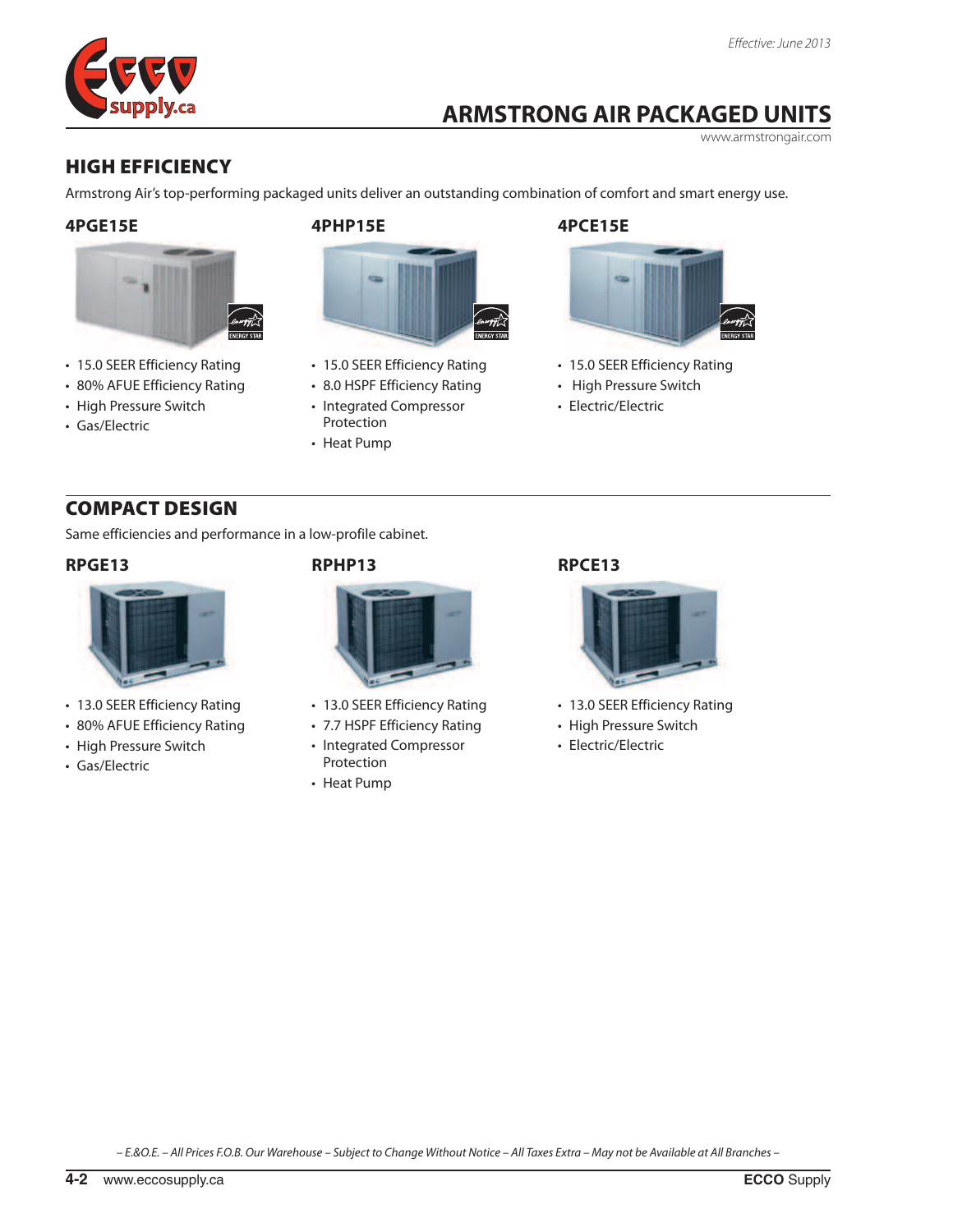*Effective: June 2013*

# ARMSTRONG AIR PACKAGED UNITS

www.armstrongair.com

## HIGH EFFICIENCY

Armstrong Air's top-performing packaged units deliver an outstanding combination of comfort and smart energy use.

### 4PGE15E

- 15.0 SEER Efficiency Rating
- 80% AFUE Efficiency Rating
- High Pressure Switch
- Gas/Electric

### 4PHP15E

- 15.0 SEER Efficiency Rating
- 8.0 HSPF Efficiency Rating
- Integrated Compressor Protection
- Heat Pump

### 4PCE15E

- 15.0 SEER Efficiency Rating
- High Pressure Switch
- Electric/Electric

## COMPACT DESIGN

Same efficiencies and performance in a low-profile cabinet.

### RPGE13

- 13.0 SEER Efficiency Rating
- 80% AFUE Efficiency Rating
- High Pressure Switch
- Gas/Electric

### RPHP13

- 13.0 SEER Efficiency Rating
- 7.7 HSPF Efficiency Rating
- Integrated Compressor Protection
- Heat Pump

### RPCE13

- 13.0 SEER Efficiency Rating
- High Pressure Switch
- Electric/Electric

*– E.&O.E. – All Prices F.O.B. Our Warehouse – Subject to Change Without Notice – All Taxes Extra – May not be Available at All Branches –*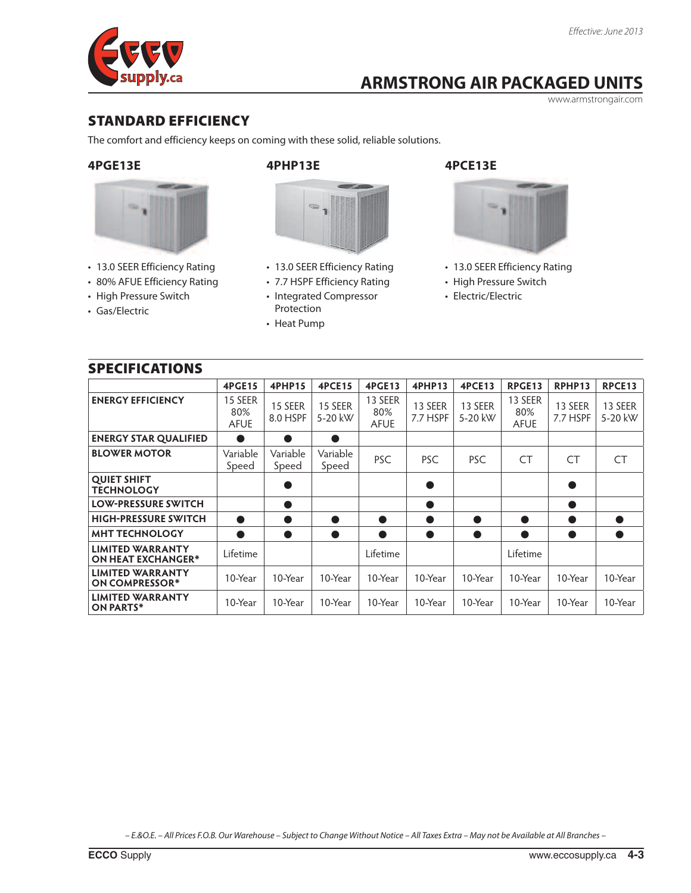*Effective: June 2013*

# ARMSTRONG AIR PACKAGED UNITS

www.armstrongair.com

## STANDARD EFFICIENCY

The comfort and efficiency keeps on coming with these solid, reliable solutions.

### 4PGE13E

- 13.0 SEER Efficiency Rating
- 80% AFUE Efficiency Rating
- High Pressure Switch
- Gas/Electric

### 4PHP13E

- 13.0 SEER Efficiency Rating
- 7.7 HSPF Efficiency Rating
- Integrated Compressor Protection
- Heat Pump

### 4PCE13E

- 13.0 SEER Efficiency Rating
- High Pressure Switch
- Electric/Electric

## SPECIFICATIONS

| | 4PGE15 | 4PHP15 | 4PCE15 | 4PGE13 | 4PHP13 | 4PCE13 | RPGE13 | RPHP13 | RPCE13 |
|---|---|---|---|---|---|---|---|---|---|
| **ENERGY EFFICIENCY** | 15 SEER 80% AFUE | 15 SEER 8.0 HSPF | 15 SEER 5-20 kW | 13 SEER 80% AFUE | 13 SEER 7.7 HSPF | 13 SEER 5-20 kW | 13 SEER 80% AFUE | 13 SEER 7.7 HSPF | 13 SEER 5-20 kW |
| **ENERGY STAR QUALIFIED** | ● | ● | ● | | | | | | |
| **BLOWER MOTOR** | Variable Speed | Variable Speed | Variable Speed | PSC | PSC | PSC | CT | CT | CT |
| **QUIET SHIFT TECHNOLOGY** | | ● | | | ● | | | ● | |
| **LOW-PRESSURE SWITCH** | | ● | | | ● | | | ● | |
| **HIGH-PRESSURE SWITCH** | ● | ● | ● | ● | ● | ● | ● | ● | ● |
| **MHT TECHNOLOGY** | ● | ● | ● | ● | ● | ● | ● | ● | ● |
| **LIMITED WARRANTY ON HEAT EXCHANGER*** | Lifetime | | | Lifetime | | | Lifetime | | |
| **LIMITED WARRANTY ON COMPRESSOR*** | 10-Year | 10-Year | 10-Year | 10-Year | 10-Year | 10-Year | 10-Year | 10-Year | 10-Year |
| **LIMITED WARRANTY ON PARTS*** | 10-Year | 10-Year | 10-Year | 10-Year | 10-Year | 10-Year | 10-Year | 10-Year | 10-Year |

*– E.&O.E. – All Prices F.O.B. Our Warehouse – Subject to Change Without Notice – All Taxes Extra – May not be Available at All Branches –*